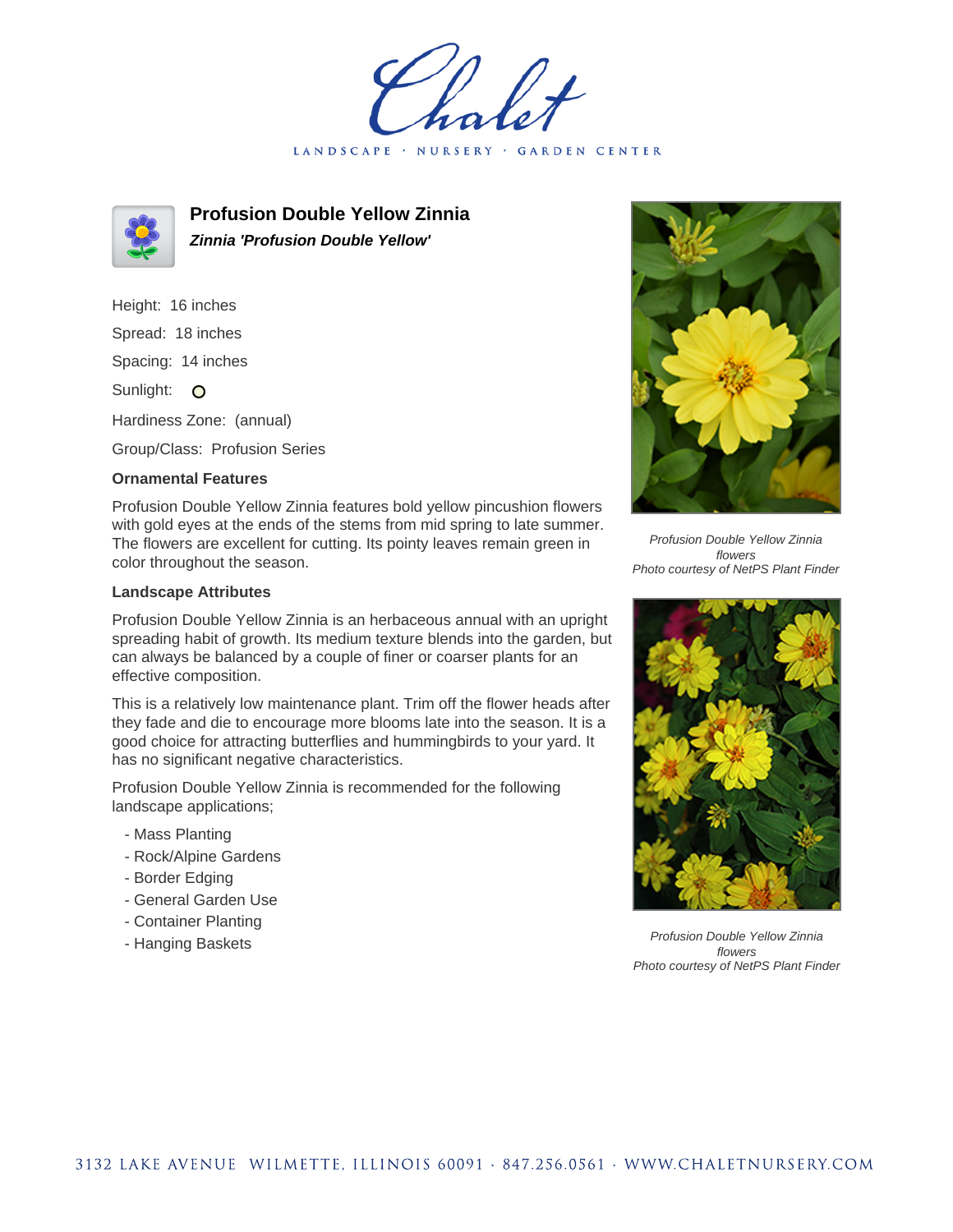# Profusion Double Yellow Zinnia

***Zinnia 'Profusion Double Yellow'***

Height: 16 inches

Spread: 18 inches

Spacing: 14 inches

Sunlight: O

Hardiness Zone: (annual)

Group/Class: Profusion Series

### Ornamental Features

Profusion Double Yellow Zinnia features bold yellow pincushion flowers with gold eyes at the ends of the stems from mid spring to late summer. The flowers are excellent for cutting. Its pointy leaves remain green in color throughout the season.

### Landscape Attributes

Profusion Double Yellow Zinnia is an herbaceous annual with an upright spreading habit of growth. Its medium texture blends into the garden, but can always be balanced by a couple of finer or coarser plants for an effective composition.

This is a relatively low maintenance plant. Trim off the flower heads after they fade and die to encourage more blooms late into the season. It is a good choice for attracting butterflies and hummingbirds to your yard. It has no significant negative characteristics.

Profusion Double Yellow Zinnia is recommended for the following landscape applications;

- Mass Planting
- Rock/Alpine Gardens
- Border Edging
- General Garden Use
- Container Planting
- Hanging Baskets

*Profusion Double Yellow Zinnia flowers*
*Photo courtesy of NetPS Plant Finder*

*Profusion Double Yellow Zinnia flowers*
*Photo courtesy of NetPS Plant Finder*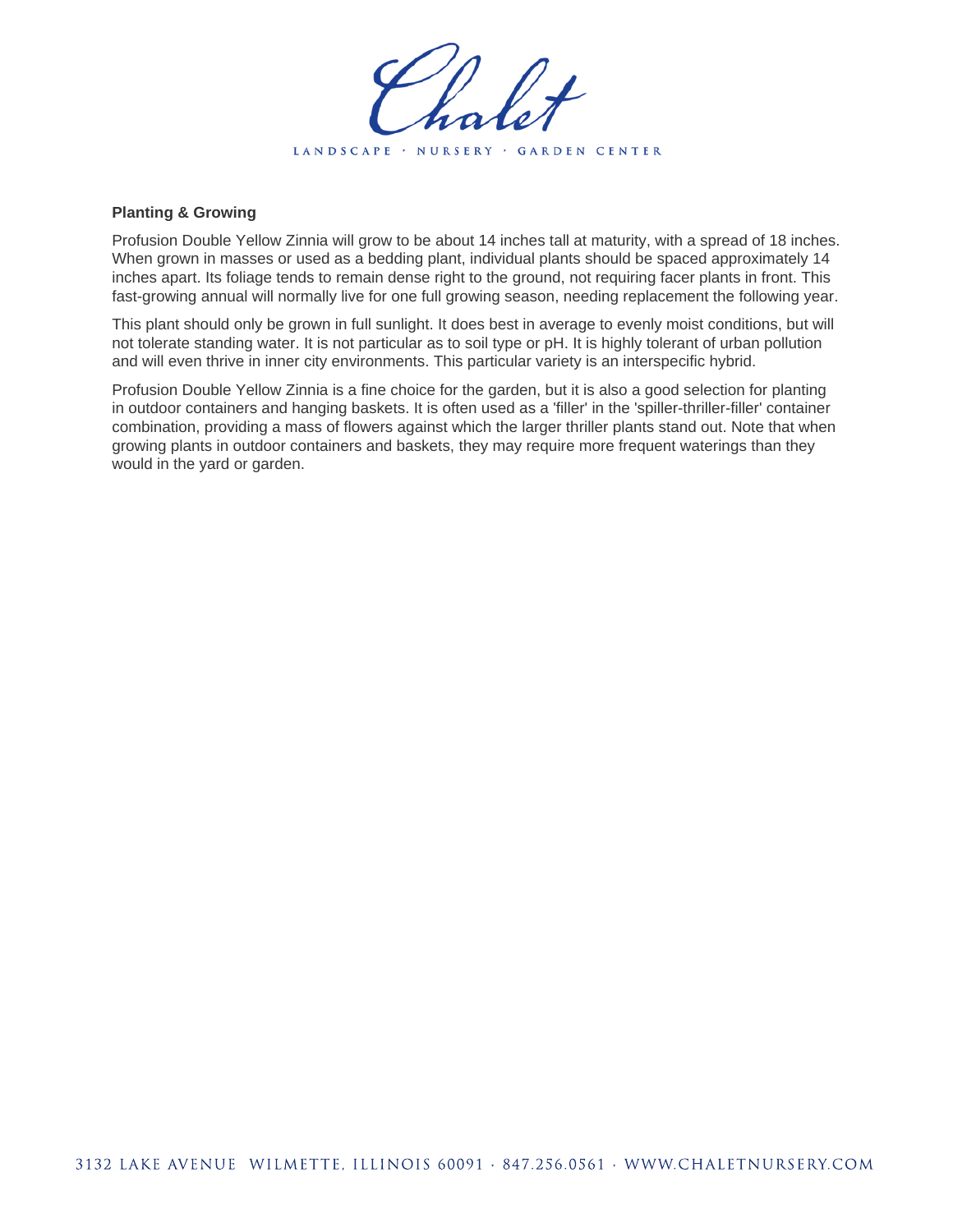**Planting & Growing**

Profusion Double Yellow Zinnia will grow to be about 14 inches tall at maturity, with a spread of 18 inches. When grown in masses or used as a bedding plant, individual plants should be spaced approximately 14 inches apart. Its foliage tends to remain dense right to the ground, not requiring facer plants in front. This fast-growing annual will normally live for one full growing season, needing replacement the following year.

This plant should only be grown in full sunlight. It does best in average to evenly moist conditions, but will not tolerate standing water. It is not particular as to soil type or pH. It is highly tolerant of urban pollution and will even thrive in inner city environments. This particular variety is an interspecific hybrid.

Profusion Double Yellow Zinnia is a fine choice for the garden, but it is also a good selection for planting in outdoor containers and hanging baskets. It is often used as a 'filler' in the 'spiller-thriller-filler' container combination, providing a mass of flowers against which the larger thriller plants stand out. Note that when growing plants in outdoor containers and baskets, they may require more frequent waterings than they would in the yard or garden.